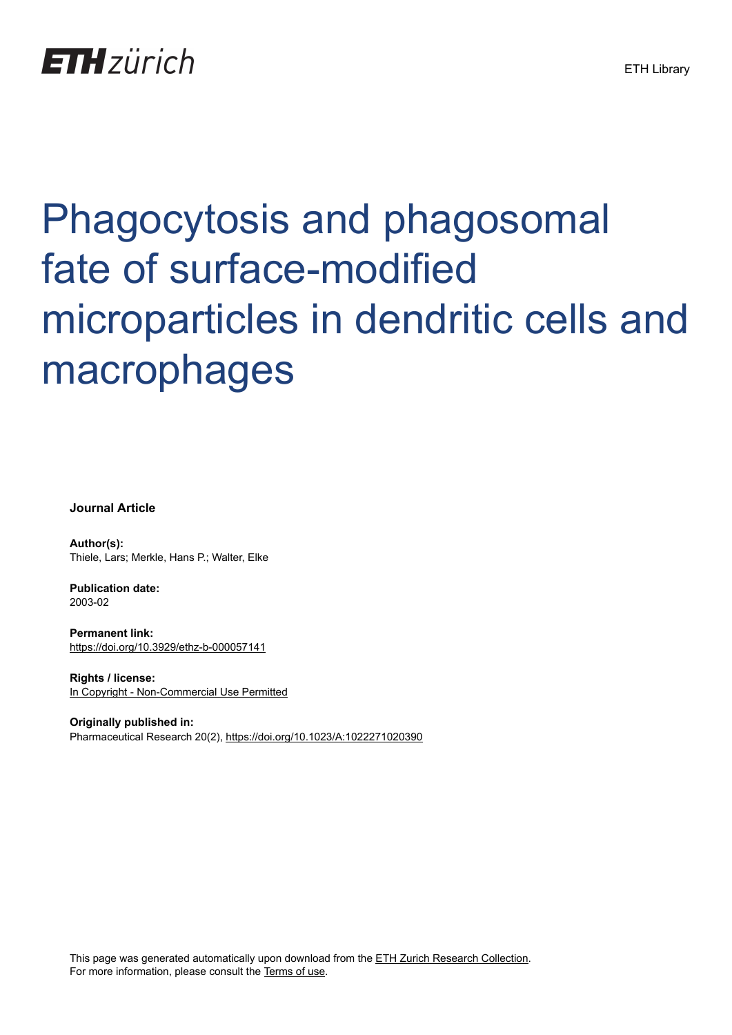ETH zürich

ETH Library

# Phagocytosis and phagosomal fate of surface-modified microparticles in dendritic cells and macrophages

**Journal Article**

**Author(s):**
Thiele, Lars; Merkle, Hans P.; Walter, Elke

**Publication date:**
2003-02

**Permanent link:**
https://doi.org/10.3929/ethz-b-000057141

**Rights / license:**
In Copyright - Non-Commercial Use Permitted

**Originally published in:**
Pharmaceutical Research 20(2), https://doi.org/10.1023/A:1022271020390

This page was generated automatically upon download from the ETH Zurich Research Collection.
For more information, please consult the Terms of use.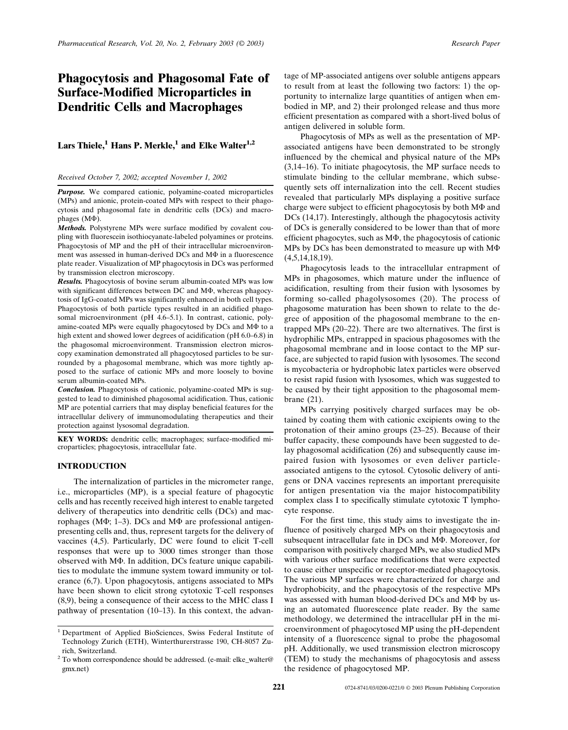# Phagocytosis and Phagosomal Fate of Surface-Modified Microparticles in Dendritic Cells and Macrophages

**Lars Thiele,[1] Hans P. Merkle,[1] and Elke Walter[1,2]**

*Received October 7, 2002; accepted November 1, 2002*

***Purpose.*** We compared cationic, polyamine-coated microparticles (MPs) and anionic, protein-coated MPs with respect to their phagocytosis and phagosomal fate in dendritic cells (DCs) and macrophages (MΦ).

***Methods.*** Polystyrene MPs were surface modified by covalent coupling with fluorescein isothiocyanate-labeled polyamines or proteins. Phagocytosis of MP and the pH of their intracellular microenvironment was assessed in human-derived DCs and MΦ in a fluorescence plate reader. Visualization of MP phagocytosis in DCs was performed by transmission electron microscopy.

***Results.*** Phagocytosis of bovine serum albumin-coated MPs was low with significant differences between DC and MΦ, whereas phagocytosis of IgG-coated MPs was significantly enhanced in both cell types. Phagocytosis of both particle types resulted in an acidified phagosomal microenvironment (pH 4.6–5.1). In contrast, cationic, polyamine-coated MPs were equally phagocytosed by DCs and MΦ to a high extent and showed lower degrees of acidification (pH 6.0–6.8) in the phagosomal microenvironment. Transmission electron microscopy examination demonstrated all phagocytosed particles to be surrounded by a phagosomal membrane, which was more tightly apposed to the surface of cationic MPs and more loosely to bovine serum albumin-coated MPs.

***Conclusion.*** Phagocytosis of cationic, polyamine-coated MPs is suggested to lead to diminished phagosomal acidification. Thus, cationic MP are potential carriers that may display beneficial features for the intracellular delivery of immunomodulating therapeutics and their protection against lysosomal degradation.

**KEY WORDS:** dendritic cells; macrophages; surface-modified microparticles; phagocytosis, intracellular fate.

## INTRODUCTION

The internalization of particles in the micrometer range, i.e., microparticles (MP), is a special feature of phagocytic cells and has recently received high interest to enable targeted delivery of therapeutics into dendritic cells (DCs) and macrophages (MΦ; 1–3). DCs and MΦ are professional antigen-presenting cells and, thus, represent targets for the delivery of vaccines (4,5). Particularly, DC were found to elicit T-cell responses that were up to 3000 times stronger than those observed with MΦ. In addition, DCs feature unique capabilities to modulate the immune system toward immunity or tolerance (6,7). Upon phagocytosis, antigens associated to MPs have been shown to elicit strong cytotoxic T-cell responses (8,9), being a consequence of their access to the MHC class I pathway of presentation (10–13). In this context, the advantage of MP-associated antigens over soluble antigens appears to result from at least the following two factors: 1) the opportunity to internalize large quantities of antigen when embodied in MP, and 2) their prolonged release and thus more efficient presentation as compared with a short-lived bolus of antigen delivered in soluble form.

Phagocytosis of MPs as well as the presentation of MP-associated antigens have been demonstrated to be strongly influenced by the chemical and physical nature of the MPs (3,14–16). To initiate phagocytosis, the MP surface needs to stimulate binding to the cellular membrane, which subsequently sets off internalization into the cell. Recent studies revealed that particularly MPs displaying a positive surface charge were subject to efficient phagocytosis by both MΦ and DCs (14,17). Interestingly, although the phagocytosis activity of DCs is generally considered to be lower than that of more efficient phagocytes, such as MΦ, the phagocytosis of cationic MPs by DCs has been demonstrated to measure up with MΦ (4,5,14,18,19).

Phagocytosis leads to the intracellular entrapment of MPs in phagosomes, which mature under the influence of acidification, resulting from their fusion with lysosomes by forming so-called phagolysosomes (20). The process of phagosome maturation has been shown to relate to the degree of apposition of the phagosomal membrane to the entrapped MPs (20–22). There are two alternatives. The first is hydrophilic MPs, entrapped in spacious phagosomes with the phagosomal membrane and in loose contact to the MP surface, are subjected to rapid fusion with lysosomes. The second is mycobacteria or hydrophobic latex particles were observed to resist rapid fusion with lysosomes, which was suggested to be caused by their tight apposition to the phagosomal membrane (21).

MPs carrying positively charged surfaces may be obtained by coating them with cationic excipients owing to the protonation of their amino groups (23–25). Because of their buffer capacity, these compounds have been suggested to delay phagosomal acidification (26) and subsequently cause impaired fusion with lysosomes or even deliver particle-associated antigens to the cytosol. Cytosolic delivery of antigens or DNA vaccines represents an important prerequisite for antigen presentation via the major histocompatibility complex class I to specifically stimulate cytotoxic T lymphocyte response.

For the first time, this study aims to investigate the influence of positively charged MPs on their phagocytosis and subsequent intracellular fate in DCs and MΦ. Moreover, for comparison with positively charged MPs, we also studied MPs with various other surface modifications that were expected to cause either unspecific or receptor-mediated phagocytosis. The various MP surfaces were characterized for charge and hydrophobicity, and the phagocytosis of the respective MPs was assessed with human blood-derived DCs and MΦ by using an automated fluorescence plate reader. By the same methodology, we determined the intracellular pH in the microenvironment of phagocytosed MP using the pH-dependent intensity of a fluorescence signal to probe the phagosomal pH. Additionally, we used transmission electron microscopy (TEM) to study the mechanisms of phagocytosis and assess the residence of phagocytosed MP.

---

[1] Department of Applied BioSciences, Swiss Federal Institute of Technology Zurich (ETH), Winterthurerstrasse 190, CH-8057 Zurich, Switzerland.

[2] To whom correspondence should be addressed. (e-mail: elke_walter@gmx.net)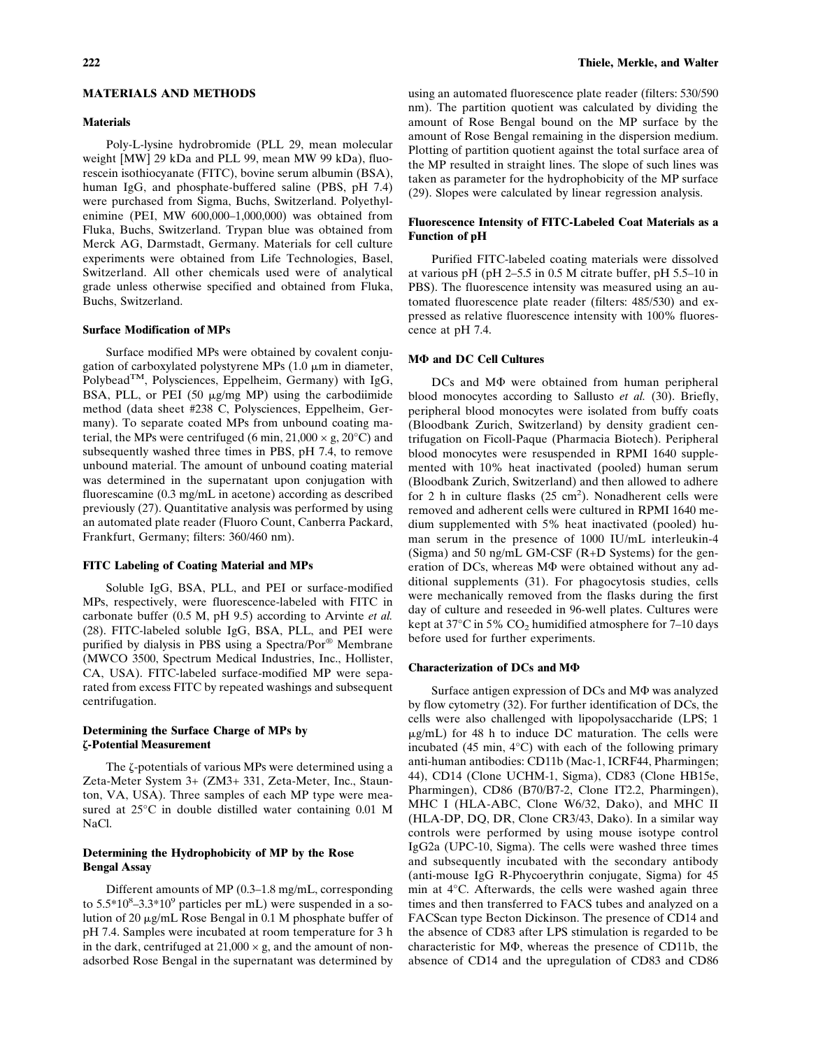## MATERIALS AND METHODS

### Materials

Poly-L-lysine hydrobromide (PLL 29, mean molecular weight [MW] 29 kDa and PLL 99, mean MW 99 kDa), fluorescein isothiocyanate (FITC), bovine serum albumin (BSA), human IgG, and phosphate-buffered saline (PBS, pH 7.4) were purchased from Sigma, Buchs, Switzerland. Polyethylenimine (PEI, MW 600,000–1,000,000) was obtained from Fluka, Buchs, Switzerland. Trypan blue was obtained from Merck AG, Darmstadt, Germany. Materials for cell culture experiments were obtained from Life Technologies, Basel, Switzerland. All other chemicals used were of analytical grade unless otherwise specified and obtained from Fluka, Buchs, Switzerland.

### Surface Modification of MPs

Surface modified MPs were obtained by covalent conjugation of carboxylated polystyrene MPs (1.0 μm in diameter, Polybead™, Polysciences, Eppelheim, Germany) with IgG, BSA, PLL, or PEI (50 μg/mg MP) using the carbodiimide method (data sheet #238 C, Polysciences, Eppelheim, Germany). To separate coated MPs from unbound coating material, the MPs were centrifuged (6 min, 21,000 × g, 20°C) and subsequently washed three times in PBS, pH 7.4, to remove unbound material. The amount of unbound coating material was determined in the supernatant upon conjugation with fluorescamine (0.3 mg/mL in acetone) according as described previously (27). Quantitative analysis was performed by using an automated plate reader (Fluoro Count, Canberra Packard, Frankfurt, Germany; filters: 360/460 nm).

### FITC Labeling of Coating Material and MPs

Soluble IgG, BSA, PLL, and PEI or surface-modified MPs, respectively, were fluorescence-labeled with FITC in carbonate buffer (0.5 M, pH 9.5) according to Arvinte *et al.* (28). FITC-labeled soluble IgG, BSA, PLL, and PEI were purified by dialysis in PBS using a Spectra/Por® Membrane (MWCO 3500, Spectrum Medical Industries, Inc., Hollister, CA, USA). FITC-labeled surface-modified MP were separated from excess FITC by repeated washings and subsequent centrifugation.

### Determining the Surface Charge of MPs by ζ-Potential Measurement

The ζ-potentials of various MPs were determined using a Zeta-Meter System 3+ (ZM3+ 331, Zeta-Meter, Inc., Staunton, VA, USA). Three samples of each MP type were measured at 25°C in double distilled water containing 0.01 M NaCl.

### Determining the Hydrophobicity of MP by the Rose Bengal Assay

Different amounts of MP (0.3–1.8 mg/mL, corresponding to $5.5 \times 10^8$–$3.3 \times 10^9$ particles per mL) were suspended in a solution of 20 μg/mL Rose Bengal in 0.1 M phosphate buffer of pH 7.4. Samples were incubated at room temperature for 3 h in the dark, centrifuged at 21,000 × g, and the amount of nonadsorbed Rose Bengal in the supernatant was determined by using an automated fluorescence plate reader (filters: 530/590 nm). The partition quotient was calculated by dividing the amount of Rose Bengal bound on the MP surface by the amount of Rose Bengal remaining in the dispersion medium. Plotting of partition quotient against the total surface area of the MP resulted in straight lines. The slope of such lines was taken as parameter for the hydrophobicity of the MP surface (29). Slopes were calculated by linear regression analysis.

### Fluorescence Intensity of FITC-Labeled Coat Materials as a Function of pH

Purified FITC-labeled coating materials were dissolved at various pH (pH 2–5.5 in 0.5 M citrate buffer, pH 5.5–10 in PBS). The fluorescence intensity was measured using an automated fluorescence plate reader (filters: 485/530) and expressed as relative fluorescence intensity with 100% fluorescence at pH 7.4.

### MΦ and DC Cell Cultures

DCs and MΦ were obtained from human peripheral blood monocytes according to Sallusto *et al.* (30). Briefly, peripheral blood monocytes were isolated from buffy coats (Bloodbank Zurich, Switzerland) by density gradient centrifugation on Ficoll-Paque (Pharmacia Biotech). Peripheral blood monocytes were resuspended in RPMI 1640 supplemented with 10% heat inactivated (pooled) human serum (Bloodbank Zurich, Switzerland) and then allowed to adhere for 2 h in culture flasks (25 $cm^2$). Nonadherent cells were removed and adherent cells were cultured in RPMI 1640 medium supplemented with 5% heat inactivated (pooled) human serum in the presence of 1000 IU/mL interleukin-4 (Sigma) and 50 ng/mL GM-CSF (R+D Systems) for the generation of DCs, whereas MΦ were obtained without any additional supplements (31). For phagocytosis studies, cells were mechanically removed from the flasks during the first day of culture and reseeded in 96-well plates. Cultures were kept at 37°C in 5% $CO_2$ humidified atmosphere for 7–10 days before used for further experiments.

### Characterization of DCs and MΦ

Surface antigen expression of DCs and MΦ was analyzed by flow cytometry (32). For further identification of DCs, the cells were also challenged with lipopolysaccharide (LPS; 1 μg/mL) for 48 h to induce DC maturation. The cells were incubated (45 min, 4°C) with each of the following primary anti-human antibodies: CD11b (Mac-1, ICRF44, Pharmingen; 44), CD14 (Clone UCHM-1, Sigma), CD83 (Clone HB15e, Pharmingen), CD86 (B70/B7-2, Clone IT2.2, Pharmingen), MHC I (HLA-ABC, Clone W6/32, Dako), and MHC II (HLA-DP, DQ, DR, Clone CR3/43, Dako). In a similar way controls were performed by using mouse isotype control IgG2a (UPC-10, Sigma). The cells were washed three times and subsequently incubated with the secondary antibody (anti-mouse IgG R-Phycoerythrin conjugate, Sigma) for 45 min at 4°C. Afterwards, the cells were washed again three times and then transferred to FACS tubes and analyzed on a FACScan type Becton Dickinson. The presence of CD14 and the absence of CD83 after LPS stimulation is regarded to be characteristic for MΦ, whereas the presence of CD11b, the absence of CD14 and the upregulation of CD83 and CD86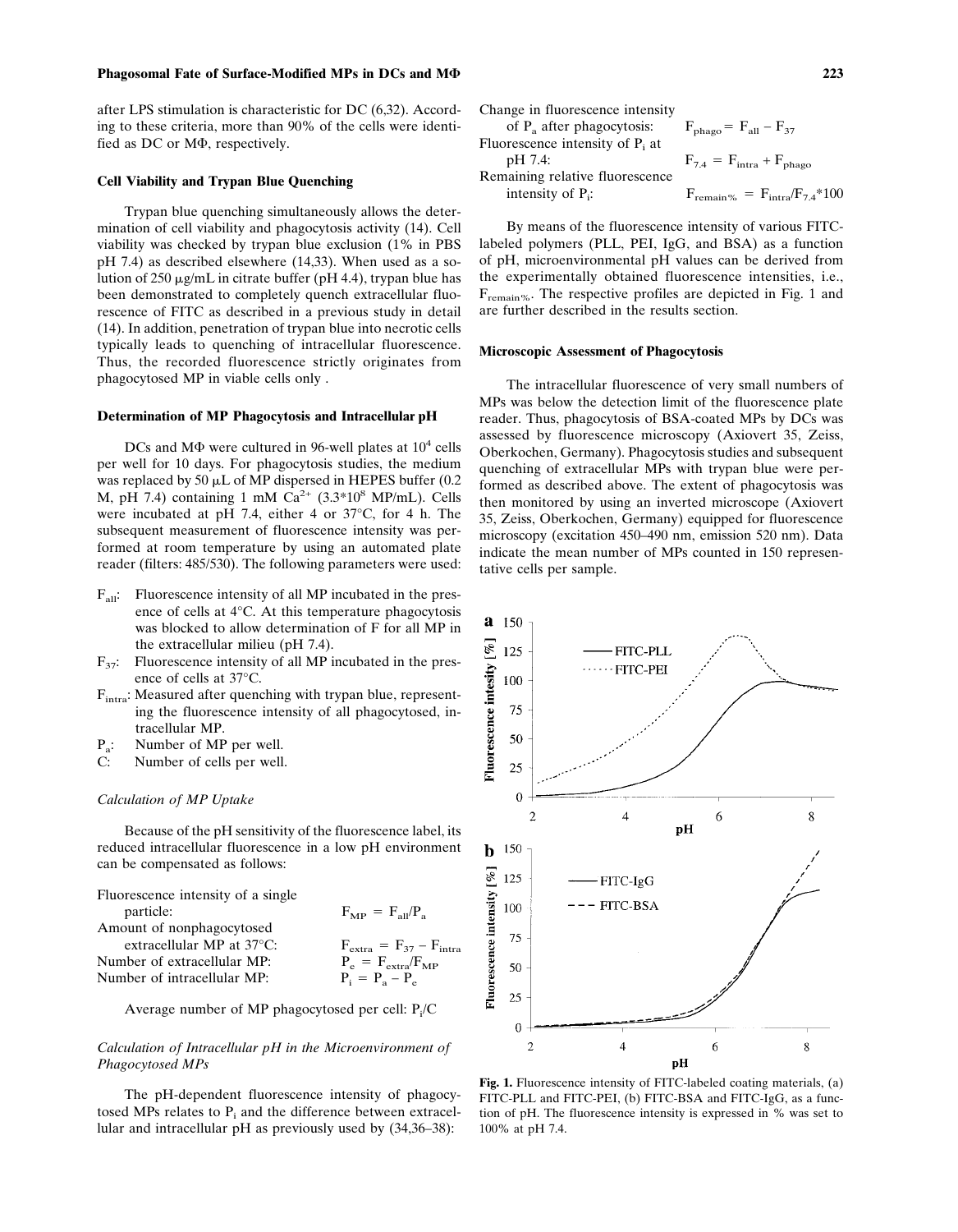after LPS stimulation is characteristic for DC (6,32). According to these criteria, more than 90% of the cells were identified as DC or MΦ, respectively.

### Cell Viability and Trypan Blue Quenching

Trypan blue quenching simultaneously allows the determination of cell viability and phagocytosis activity (14). Cell viability was checked by trypan blue exclusion (1% in PBS pH 7.4) as described elsewhere (14,33). When used as a solution of 250 μg/mL in citrate buffer (pH 4.4), trypan blue has been demonstrated to completely quench extracellular fluorescence of FITC as described in a previous study in detail (14). In addition, penetration of trypan blue into necrotic cells typically leads to quenching of intracellular fluorescence. Thus, the recorded fluorescence strictly originates from phagocytosed MP in viable cells only .

### Determination of MP Phagocytosis and Intracellular pH

DCs and MΦ were cultured in 96-well plates at $10^4$ cells per well for 10 days. For phagocytosis studies, the medium was replaced by 50 μL of MP dispersed in HEPES buffer (0.2 M, pH 7.4) containing 1 mM $Ca^{2+}$ ($3.3*10^8$ MP/mL). Cells were incubated at pH 7.4, either 4 or 37°C, for 4 h. The subsequent measurement of fluorescence intensity was performed at room temperature by using an automated plate reader (filters: 485/530). The following parameters were used:

- $F_{all}$: Fluorescence intensity of all MP incubated in the presence of cells at 4°C. At this temperature phagocytosis was blocked to allow determination of F for all MP in the extracellular milieu (pH 7.4).
- $F_{37}$: Fluorescence intensity of all MP incubated in the presence of cells at 37°C.
- $F_{intra}$: Measured after quenching with trypan blue, representing the fluorescence intensity of all phagocytosed, intracellular MP.
- $P_a$: Number of MP per well.
- C: Number of cells per well.

#### *Calculation of MP Uptake*

Because of the pH sensitivity of the fluorescence label, its reduced intracellular fluorescence in a low pH environment can be compensated as follows:

| | |
|---|---|
| Fluorescence intensity of a single particle: | $F_{MP} = F_{all}/P_a$ |
| Amount of nonphagocytosed extracellular MP at 37°C: | $F_{extra} = F_{37} - F_{intra}$ |
| Number of extracellular MP: | $P_e = F_{extra}/F_{MP}$ |
| Number of intracellular MP: | $P_i = P_a - P_e$ |

Average number of MP phagocytosed per cell: $P_i/C$

#### *Calculation of Intracellular pH in the Microenvironment of Phagocytosed MPs*

The pH-dependent fluorescence intensity of phagocytosed MPs relates to $P_i$ and the difference between extracellular and intracellular pH as previously used by (34,36–38):

| | |
|---|---|
| Change in fluorescence intensity of $P_a$ after phagocytosis: | $F_{phago} = F_{all} - F_{37}$ |
| Fluorescence intensity of $P_i$ at pH 7.4: | $F_{7.4} = F_{intra} + F_{phago}$ |
| Remaining relative fluorescence intensity of $P_i$: | $F_{remain\%} = F_{intra}/F_{7.4}*100$ |

By means of the fluorescence intensity of various FITC-labeled polymers (PLL, PEI, IgG, and BSA) as a function of pH, microenvironmental pH values can be derived from the experimentally obtained fluorescence intensities, i.e., $F_{remain\%}$. The respective profiles are depicted in Fig. 1 and are further described in the results section.

### Microscopic Assessment of Phagocytosis

The intracellular fluorescence of very small numbers of MPs was below the detection limit of the fluorescence plate reader. Thus, phagocytosis of BSA-coated MPs by DCs was assessed by fluorescence microscopy (Axiovert 35, Zeiss, Oberkochen, Germany). Phagocytosis studies and subsequent quenching of extracellular MPs with trypan blue were performed as described above. The extent of phagocytosis was then monitored by using an inverted microscope (Axiovert 35, Zeiss, Oberkochen, Germany) equipped for fluorescence microscopy (excitation 450–490 nm, emission 520 nm). Data indicate the mean number of MPs counted in 150 representative cells per sample.

**Fig. 1.** Fluorescence intensity of FITC-labeled coating materials, (a) FITC-PLL and FITC-PEI, (b) FITC-BSA and FITC-IgG, as a function of pH. The fluorescence intensity is expressed in % was set to 100% at pH 7.4.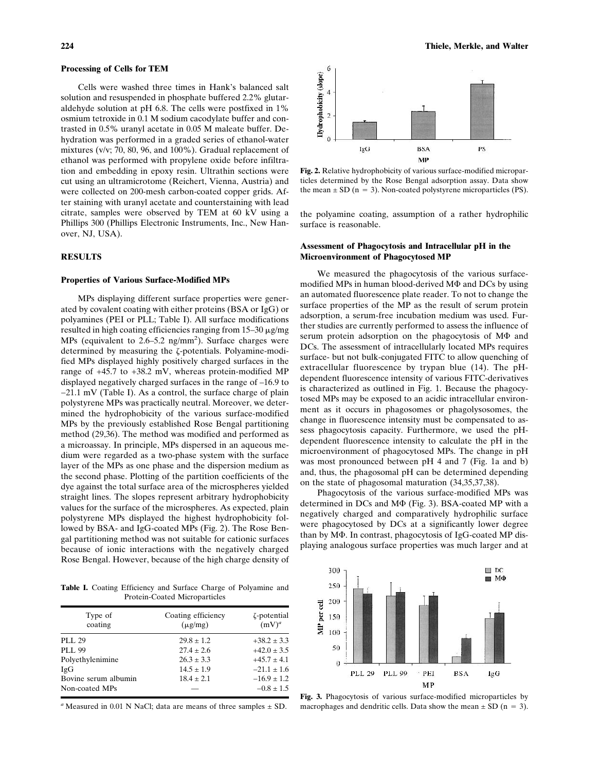### Processing of Cells for TEM

Cells were washed three times in Hank's balanced salt solution and resuspended in phosphate buffered 2.2% glutaraldehyde solution at pH 6.8. The cells were postfixed in 1% osmium tetroxide in 0.1 M sodium cacodylate buffer and contrasted in 0.5% uranyl acetate in 0.05 M maleate buffer. Dehydration was performed in a graded series of ethanol-water mixtures (v/v; 70, 80, 96, and 100%). Gradual replacement of ethanol was performed with propylene oxide before infiltration and embedding in epoxy resin. Ultrathin sections were cut using an ultramicrotome (Reichert, Vienna, Austria) and were collected on 200-mesh carbon-coated copper grids. After staining with uranyl acetate and counterstaining with lead citrate, samples were observed by TEM at 60 kV using a Phillips 300 (Phillips Electronic Instruments, Inc., New Hanover, NJ, USA).

## RESULTS

### Properties of Various Surface-Modified MPs

MPs displaying different surface properties were generated by covalent coating with either proteins (BSA or IgG) or polyamines (PEI or PLL; Table I). All surface modifications resulted in high coating efficiencies ranging from 15–30 μg/mg MPs (equivalent to 2.6–5.2 ng/mm$^2$). Surface charges were determined by measuring the ζ-potentials. Polyamine-modified MPs displayed highly positively charged surfaces in the range of +45.7 to +38.2 mV, whereas protein-modified MP displayed negatively charged surfaces in the range of –16.9 to –21.1 mV (Table I). As a control, the surface charge of plain polystyrene MPs was practically neutral. Moreover, we determined the hydrophobicity of the various surface-modified MPs by the previously established Rose Bengal partitioning method (29,36). The method was modified and performed as a microassay. In principle, MPs dispersed in an aqueous medium were regarded as a two-phase system with the surface layer of the MPs as one phase and the dispersion medium as the second phase. Plotting of the partition coefficients of the dye against the total surface area of the microspheres yielded straight lines. The slopes represent arbitrary hydrophobicity values for the surface of the microspheres. As expected, plain polystyrene MPs displayed the highest hydrophobicity followed by BSA- and IgG-coated MPs (Fig. 2). The Rose Bengal partitioning method was not suitable for cationic surfaces because of ionic interactions with the negatively charged Rose Bengal. However, because of the high charge density of the polyamine coating, assumption of a rather hydrophilic surface is reasonable.

**Table I.** Coating Efficiency and Surface Charge of Polyamine and Protein-Coated Microparticles

| Type of coating | Coating efficiency (μg/mg) | ζ-potential (mV)[a] |
|---|---|---|
| PLL 29 | 29.8 ± 1.2 | +38.2 ± 3.3 |
| PLL 99 | 27.4 ± 2.6 | +42.0 ± 3.5 |
| Polyethylenimine | 26.3 ± 3.3 | +45.7 ± 4.1 |
| IgG | 14.5 ± 1.9 | –21.1 ± 1.6 |
| Bovine serum albumin | 18.4 ± 2.1 | –16.9 ± 1.2 |
| Non-coated MPs | — | –0.8 ± 1.5 |

[a] Measured in 0.01 N NaCl; data are means of three samples ± SD.

**Fig. 2.** Relative hydrophobicity of various surface-modified microparticles determined by the Rose Bengal adsorption assay. Data show the mean ± SD (n = 3). Non-coated polystyrene microparticles (PS).

### Assessment of Phagocytosis and Intracellular pH in the Microenvironment of Phagocytosed MP

We measured the phagocytosis of the various surface-modified MPs in human blood-derived MΦ and DCs by using an automated fluorescence plate reader. To not to change the surface properties of the MP as the result of serum protein adsorption, a serum-free incubation medium was used. Further studies are currently performed to assess the influence of serum protein adsorption on the phagocytosis of MΦ and DCs. The assessment of intracellularly located MPs requires surface- but not bulk-conjugated FITC to allow quenching of extracellular fluorescence by trypan blue (14). The pH-dependent fluorescence intensity of various FITC-derivatives is characterized as outlined in Fig. 1. Because the phagocytosed MPs may be exposed to an acidic intracellular environment as it occurs in phagosomes or phagolysosomes, the change in fluorescence intensity must be compensated to assess phagocytosis capacity. Furthermore, we used the pH-dependent fluorescence intensity to calculate the pH in the microenvironment of phagocytosed MPs. The change in pH was most pronounced between pH 4 and 7 (Fig. 1a and b) and, thus, the phagosomal pH can be determined depending on the state of phagosomal maturation (34,35,37,38).

Phagocytosis of the various surface-modified MPs was determined in DCs and MΦ (Fig. 3). BSA-coated MP with a negatively charged and comparatively hydrophilic surface were phagocytosed by DCs at a significantly lower degree than by MΦ. In contrast, phagocytosis of IgG-coated MP displaying analogous surface properties was much larger and at

**Fig. 3.** Phagocytosis of various surface-modified microparticles by macrophages and dendritic cells. Data show the mean ± SD (n = 3).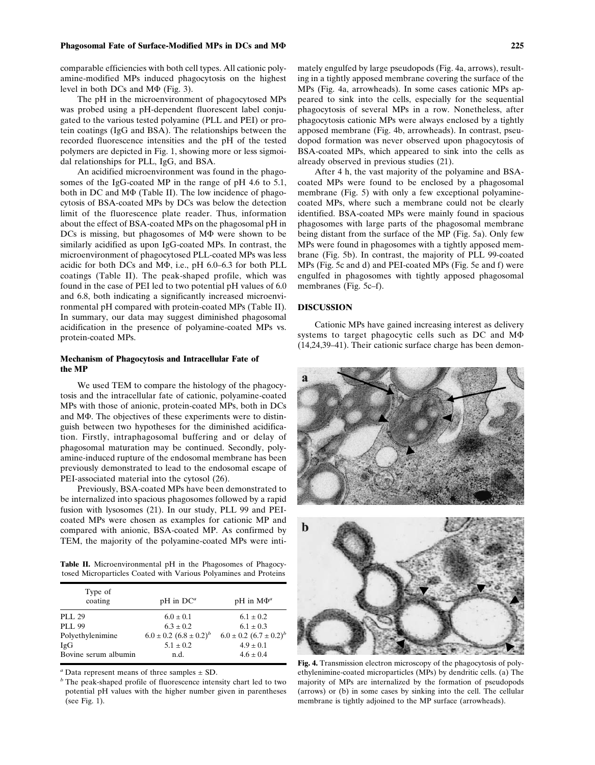comparable efficiencies with both cell types. All cationic polyamine-modified MPs induced phagocytosis on the highest level in both DCs and MΦ (Fig. 3).

The pH in the microenvironment of phagocytosed MPs was probed using a pH-dependent fluorescent label conjugated to the various tested polyamine (PLL and PEI) or protein coatings (IgG and BSA). The relationships between the recorded fluorescence intensities and the pH of the tested polymers are depicted in Fig. 1, showing more or less sigmoidal relationships for PLL, IgG, and BSA.

An acidified microenvironment was found in the phagosomes of the IgG-coated MP in the range of pH 4.6 to 5.1, both in DC and MΦ (Table II). The low incidence of phagocytosis of BSA-coated MPs by DCs was below the detection limit of the fluorescence plate reader. Thus, information about the effect of BSA-coated MPs on the phagosomal pH in DCs is missing, but phagosomes of MΦ were shown to be similarly acidified as upon IgG-coated MPs. In contrast, the microenvironment of phagocytosed PLL-coated MPs was less acidic for both DCs and MΦ, i.e., pH 6.0–6.3 for both PLL coatings (Table II). The peak-shaped profile, which was found in the case of PEI led to two potential pH values of 6.0 and 6.8, both indicating a significantly increased microenvironmental pH compared with protein-coated MPs (Table II). In summary, our data may suggest diminished phagosomal acidification in the presence of polyamine-coated MPs vs. protein-coated MPs.

### Mechanism of Phagocytosis and Intracellular Fate of the MP

We used TEM to compare the histology of the phagocytosis and the intracellular fate of cationic, polyamine-coated MPs with those of anionic, protein-coated MPs, both in DCs and MΦ. The objectives of these experiments were to distinguish between two hypotheses for the diminished acidification. Firstly, intraphagosomal buffering and or delay of phagosomal maturation may be continued. Secondly, polyamine-induced rupture of the endosomal membrane has been previously demonstrated to lead to the endosomal escape of PEI-associated material into the cytosol (26).

Previously, BSA-coated MPs have been demonstrated to be internalized into spacious phagosomes followed by a rapid fusion with lysosomes (21). In our study, PLL 99 and PEI-coated MPs were chosen as examples for cationic MP and compared with anionic, BSA-coated MP. As confirmed by TEM, the majority of the polyamine-coated MPs were intimately engulfed by large pseudopods (Fig. 4a, arrows), resulting in a tightly apposed membrane covering the surface of the MPs (Fig. 4a, arrowheads). In some cases cationic MPs appeared to sink into the cells, especially for the sequential phagocytosis of several MPs in a row. Nonetheless, after phagocytosis cationic MPs were always enclosed by a tightly apposed membrane (Fig. 4b, arrowheads). In contrast, pseudopod formation was never observed upon phagocytosis of BSA-coated MPs, which appeared to sink into the cells as already observed in previous studies (21).

After 4 h, the vast majority of the polyamine and BSA-coated MPs were found to be enclosed by a phagosomal membrane (Fig. 5) with only a few exceptional polyamine-coated MPs, where such a membrane could not be clearly identified. BSA-coated MPs were mainly found in spacious phagosomes with large parts of the phagosomal membrane being distant from the surface of the MP (Fig. 5a). Only few MPs were found in phagosomes with a tightly apposed membrane (Fig. 5b). In contrast, the majority of PLL 99-coated MPs (Fig. 5c and d) and PEI-coated MPs (Fig. 5e and f) were engulfed in phagosomes with tightly apposed phagosomal membranes (Fig. 5c–f).

**Table II.** Microenvironmental pH in the Phagosomes of Phagocytosed Microparticles Coated with Various Polyamines and Proteins

| Type of coating | pH in DC[a] | pH in MΦ[a] |
|---|---|---|
| PLL 29 | 6.0 ± 0.1 | 6.1 ± 0.2 |
| PLL 99 | 6.3 ± 0.2 | 6.1 ± 0.3 |
| Polyethylenimine | 6.0 ± 0.2 (6.8 ± 0.2)[b] | 6.0 ± 0.2 (6.7 ± 0.2)[b] |
| IgG | 5.1 ± 0.2 | 4.9 ± 0.1 |
| Bovine serum albumin | n.d. | 4.6 ± 0.4 |

[a] Data represent means of three samples ± SD.

[b] The peak-shaped profile of fluorescence intensity chart led to two potential pH values with the higher number given in parentheses (see Fig. 1).

## DISCUSSION

Cationic MPs have gained increasing interest as delivery systems to target phagocytic cells such as DC and MΦ (14,24,39–41). Their cationic surface charge has been demon-

**Fig. 4.** Transmission electron microscopy of the phagocytosis of polyethylenimine-coated microparticles (MPs) by dendritic cells. (a) The majority of MPs are internalized by the formation of pseudopods (arrows) or (b) in some cases by sinking into the cell. The cellular membrane is tightly adjoined to the MP surface (arrowheads).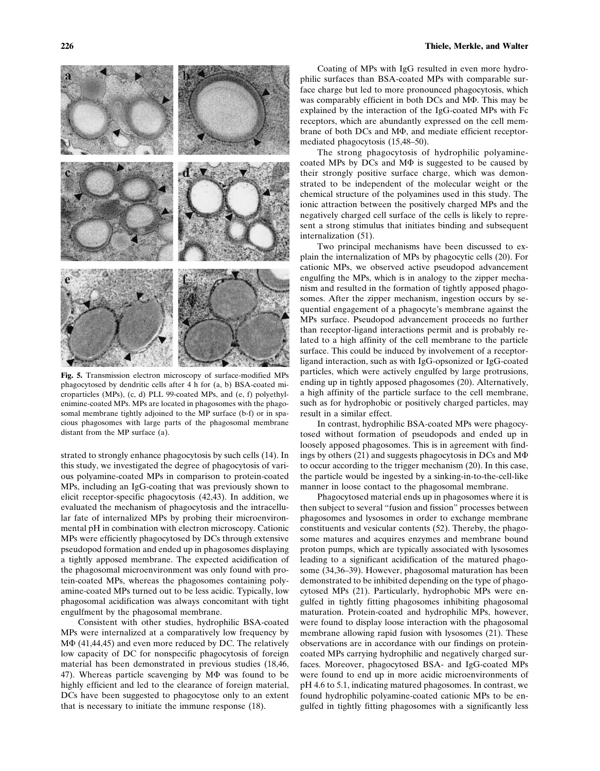Fig. 5. Transmission electron microscopy of surface-modified MPs phagocytosed by dendritic cells after 4 h for (a, b) BSA-coated microparticles (MPs), (c, d) PLL 99-coated MPs, and (e, f) polyethylenimine-coated MPs. MPs are located in phagosomes with the phagosomal membrane tightly adjoined to the MP surface (b-f) or in spacious phagosomes with large parts of the phagosomal membrane distant from the MP surface (a).

strated to strongly enhance phagocytosis by such cells (14). In this study, we investigated the degree of phagocytosis of various polyamine-coated MPs in comparison to protein-coated MPs, including an IgG-coating that was previously shown to elicit receptor-specific phagocytosis (42,43). In addition, we evaluated the mechanism of phagocytosis and the intracellular fate of internalized MPs by probing their microenvironmental pH in combination with electron microscopy. Cationic MPs were efficiently phagocytosed by DCs through extensive pseudopod formation and ended up in phagosomes displaying a tightly apposed membrane. The expected acidification of the phagosomal microenvironment was only found with protein-coated MPs, whereas the phagosomes containing polyamine-coated MPs turned out to be less acidic. Typically, low phagosomal acidification was always concomitant with tight engulfment by the phagosomal membrane.

Consistent with other studies, hydrophilic BSA-coated MPs were internalized at a comparatively low frequency by MΦ (41,44,45) and even more reduced by DC. The relatively low capacity of DC for nonspecific phagocytosis of foreign material has been demonstrated in previous studies (18,46, 47). Whereas particle scavenging by MΦ was found to be highly efficient and led to the clearance of foreign material, DCs have been suggested to phagocytose only to an extent that is necessary to initiate the immune response (18).

Coating of MPs with IgG resulted in even more hydrophilic surfaces than BSA-coated MPs with comparable surface charge but led to more pronounced phagocytosis, which was comparably efficient in both DCs and MΦ. This may be explained by the interaction of the IgG-coated MPs with Fc receptors, which are abundantly expressed on the cell membrane of both DCs and MΦ, and mediate efficient receptor-mediated phagocytosis (15,48–50).

The strong phagocytosis of hydrophilic polyamine-coated MPs by DCs and MΦ is suggested to be caused by their strongly positive surface charge, which was demonstrated to be independent of the molecular weight or the chemical structure of the polyamines used in this study. The ionic attraction between the positively charged MPs and the negatively charged cell surface of the cells is likely to represent a strong stimulus that initiates binding and subsequent internalization (51).

Two principal mechanisms have been discussed to explain the internalization of MPs by phagocytic cells (20). For cationic MPs, we observed active pseudopod advancement engulfing the MPs, which is in analogy to the zipper mechanism and resulted in the formation of tightly apposed phagosomes. After the zipper mechanism, ingestion occurs by sequential engagement of a phagocyte's membrane against the MPs surface. Pseudopod advancement proceeds no further than receptor-ligand interactions permit and is probably related to a high affinity of the cell membrane to the particle surface. This could be induced by involvement of a receptor-ligand interaction, such as with IgG-opsonized or IgG-coated particles, which were actively engulfed by large protrusions, ending up in tightly apposed phagosomes (20). Alternatively, a high affinity of the particle surface to the cell membrane, such as for hydrophobic or positively charged particles, may result in a similar effect.

In contrast, hydrophilic BSA-coated MPs were phagocytosed without formation of pseudopods and ended up in loosely apposed phagosomes. This is in agreement with findings by others (21) and suggests phagocytosis in DCs and MΦ to occur according to the trigger mechanism (20). In this case, the particle would be ingested by a sinking-in-to-the-cell-like manner in loose contact to the phagosomal membrane.

Phagocytosed material ends up in phagosomes where it is then subject to several "fusion and fission" processes between phagosomes and lysosomes in order to exchange membrane constituents and vesicular contents (52). Thereby, the phagosome matures and acquires enzymes and membrane bound proton pumps, which are typically associated with lysosomes leading to a significant acidification of the matured phagosome (34,36–39). However, phagosomal maturation has been demonstrated to be inhibited depending on the type of phagocytosed MPs (21). Particularly, hydrophobic MPs were engulfed in tightly fitting phagosomes inhibiting phagosomal maturation. Protein-coated and hydrophilic MPs, however, were found to display loose interaction with the phagosomal membrane allowing rapid fusion with lysosomes (21). These observations are in accordance with our findings on protein-coated MPs carrying hydrophilic and negatively charged surfaces. Moreover, phagocytosed BSA- and IgG-coated MPs were found to end up in more acidic microenvironments of pH 4.6 to 5.1, indicating matured phagosomes. In contrast, we found hydrophilic polyamine-coated cationic MPs to be engulfed in tightly fitting phagosomes with a significantly less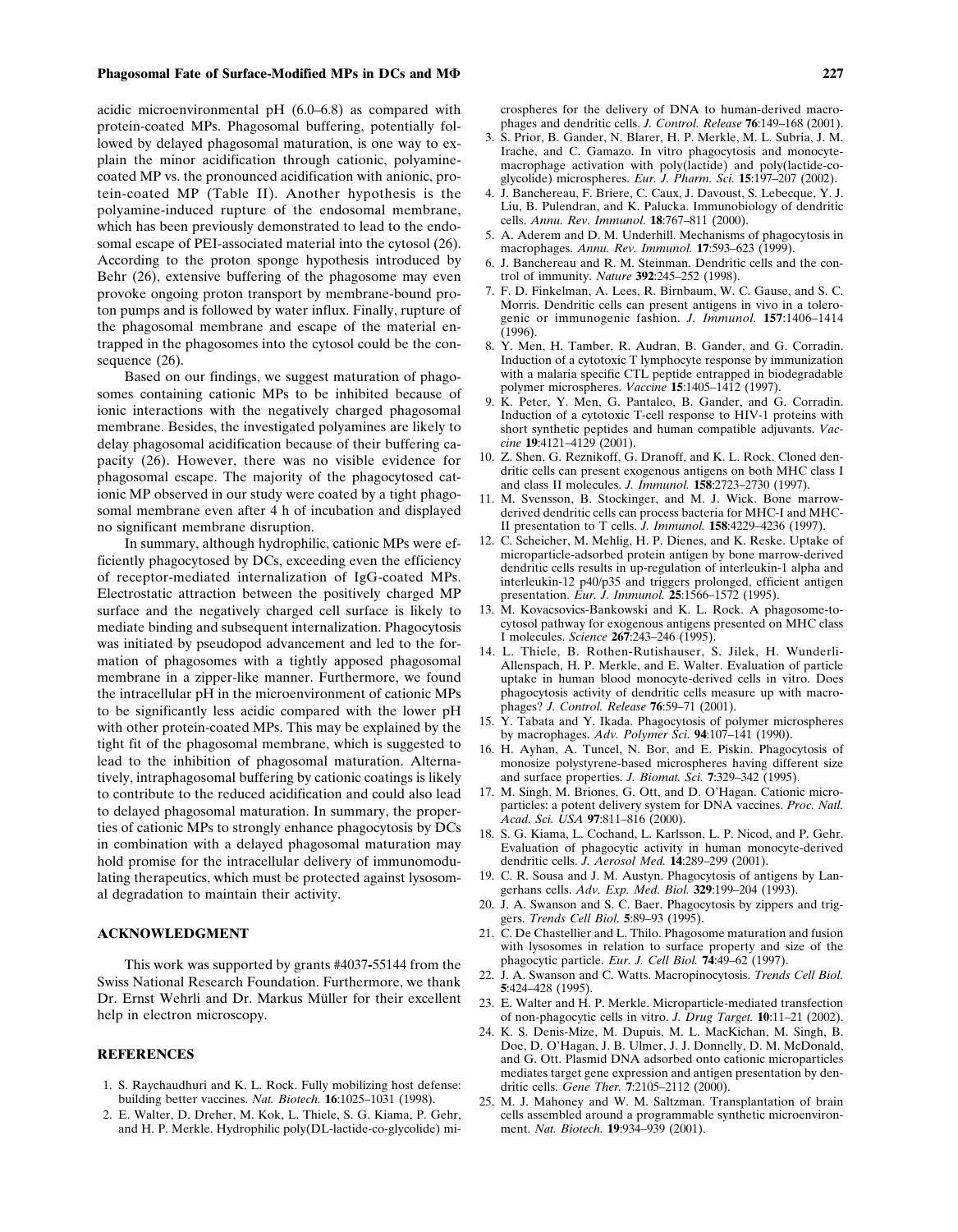acidic microenvironmental pH (6.0–6.8) as compared with protein-coated MPs. Phagosomal buffering, potentially followed by delayed phagosomal maturation, is one way to explain the minor acidification through cationic, polyamine-coated MP vs. the pronounced acidification with anionic, protein-coated MP (Table II). Another hypothesis is the polyamine-induced rupture of the endosomal membrane, which has been previously demonstrated to lead to the endosomal escape of PEI-associated material into the cytosol (26). According to the proton sponge hypothesis introduced by Behr (26), extensive buffering of the phagosome may even provoke ongoing proton transport by membrane-bound proton pumps and is followed by water influx. Finally, rupture of the phagosomal membrane and escape of the material entrapped in the phagosomes into the cytosol could be the consequence (26).

Based on our findings, we suggest maturation of phagosomes containing cationic MPs to be inhibited because of ionic interactions with the negatively charged phagosomal membrane. Besides, the investigated polyamines are likely to delay phagosomal acidification because of their buffering capacity (26). However, there was no visible evidence for phagosomal escape. The majority of the phagocytosed cationic MP observed in our study were coated by a tight phagosomal membrane even after 4 h of incubation and displayed no significant membrane disruption.

In summary, although hydrophilic, cationic MPs were efficiently phagocytosed by DCs, exceeding even the efficiency of receptor-mediated internalization of IgG-coated MPs. Electrostatic attraction between the positively charged MP surface and the negatively charged cell surface is likely to mediate binding and subsequent internalization. Phagocytosis was initiated by pseudopod advancement and led to the formation of phagosomes with a tightly apposed phagosomal membrane in a zipper-like manner. Furthermore, we found the intracellular pH in the microenvironment of cationic MPs to be significantly less acidic compared with the lower pH with other protein-coated MPs. This may be explained by the tight fit of the phagosomal membrane, which is suggested to lead to the inhibition of phagosomal maturation. Alternatively, intraphagosomal buffering by cationic coatings is likely to contribute to the reduced acidification and could also lead to delayed phagosomal maturation. In summary, the properties of cationic MPs to strongly enhance phagocytosis by DCs in combination with a delayed phagosomal maturation may hold promise for the intracellular delivery of immunomodulating therapeutics, which must be protected against lysosomal degradation to maintain their activity.

## ACKNOWLEDGMENT

This work was supported by grants #4037-55144 from the Swiss National Research Foundation. Furthermore, we thank Dr. Ernst Wehrli and Dr. Markus Müller for their excellent help in electron microscopy.

## REFERENCES

1. S. Raychaudhuri and K. L. Rock. Fully mobilizing host defense: building better vaccines. *Nat. Biotech.* **16**:1025–1031 (1998).
2. E. Walter, D. Dreher, M. Kok, L. Thiele, S. G. Kiama, P. Gehr, and H. P. Merkle. Hydrophilic poly(DL-lactide-co-glycolide) microspheres for the delivery of DNA to human-derived macrophages and dendritic cells. *J. Control. Release* **76**:149–168 (2001).
3. S. Prior, B. Gander, N. Blarer, H. P. Merkle, M. L. Subria, J. M. Irache, and C. Gamazo. In vitro phagocytosis and monocyte-macrophage activation with poly(lactide) and poly(lactide-co-glycolide) microspheres. *Eur. J. Pharm. Sci.* **15**:197–207 (2002).
4. J. Banchereau, F. Briere, C. Caux, J. Davoust, S. Lebecque, Y. J. Liu, B. Pulendran, and K. Palucka. Immunobiology of dendritic cells. *Annu. Rev. Immunol.* **18**:767–811 (2000).
5. A. Aderem and D. M. Underhill. Mechanisms of phagocytosis in macrophages. *Annu. Rev. Immunol.* **17**:593–623 (1999).
6. J. Banchereau and R. M. Steinman. Dendritic cells and the control of immunity. *Nature* **392**:245–252 (1998).
7. F. D. Finkelman, A. Lees, R. Birnbaum, W. C. Gause, and S. C. Morris. Dendritic cells can present antigens in vivo in a tolerogenic or immunogenic fashion. *J. Immunol.* **157**:1406–1414 (1996).
8. Y. Men, H. Tamber, R. Audran, B. Gander, and G. Corradin. Induction of a cytotoxic T lymphocyte response by immunization with a malaria specific CTL peptide entrapped in biodegradable polymer microspheres. *Vaccine* **15**:1405–1412 (1997).
9. K. Peter, Y. Men, G. Pantaleo, B. Gander, and G. Corradin. Induction of a cytotoxic T-cell response to HIV-1 proteins with short synthetic peptides and human compatible adjuvants. *Vaccine* **19**:4121–4129 (2001).
10. Z. Shen, G. Reznikoff, G. Dranoff, and K. L. Rock. Cloned dendritic cells can present exogenous antigens on both MHC class I and class II molecules. *J. Immunol.* **158**:2723–2730 (1997).
11. M. Svensson, B. Stockinger, and M. J. Wick. Bone marrow-derived dendritic cells can process bacteria for MHC-I and MHC-II presentation to T cells. *J. Immunol.* **158**:4229–4236 (1997).
12. C. Scheicher, M. Mehlig, H. P. Dienes, and K. Reske. Uptake of microparticle-adsorbed protein antigen by bone marrow-derived dendritic cells results in up-regulation of interleukin-1 alpha and interleukin-12 p40/p35 and triggers prolonged, efficient antigen presentation. *Eur. J. Immunol.* **25**:1566–1572 (1995).
13. M. Kovacsovics-Bankowski and K. L. Rock. A phagosome-to-cytosol pathway for exogenous antigens presented on MHC class I molecules. *Science* **267**:243–246 (1995).
14. L. Thiele, B. Rothen-Rutishauser, S. Jilek, H. Wunderli-Allenspach, H. P. Merkle, and E. Walter. Evaluation of particle uptake in human blood monocyte-derived cells in vitro. Does phagocytosis activity of dendritic cells measure up with macrophages? *J. Control. Release* **76**:59–71 (2001).
15. Y. Tabata and Y. Ikada. Phagocytosis of polymer microspheres by macrophages. *Adv. Polymer Sci.* **94**:107–141 (1990).
16. H. Ayhan, A. Tuncel, N. Bor, and E. Piskin. Phagocytosis of monosize polystyrene-based microspheres having different size and surface properties. *J. Biomat. Sci.* **7**:329–342 (1995).
17. M. Singh, M. Briones, G. Ott, and D. O'Hagan. Cationic microparticles: a potent delivery system for DNA vaccines. *Proc. Natl. Acad. Sci. USA* **97**:811–816 (2000).
18. S. G. Kiama, L. Cochand, L. Karlsson, L. P. Nicod, and P. Gehr. Evaluation of phagocytic activity in human monocyte-derived dendritic cells. *J. Aerosol Med.* **14**:289–299 (2001).
19. C. R. Sousa and J. M. Austyn. Phagocytosis of antigens by Langerhans cells. *Adv. Exp. Med. Biol.* **329**:199–204 (1993).
20. J. A. Swanson and S. C. Baer. Phagocytosis by zippers and triggers. *Trends Cell Biol.* **5**:89–93 (1995).
21. C. De Chastellier and L. Thilo. Phagosome maturation and fusion with lysosomes in relation to surface property and size of the phagocytic particle. *Eur. J. Cell Biol.* **74**:49–62 (1997).
22. J. A. Swanson and C. Watts. Macropinocytosis. *Trends Cell Biol.* **5**:424–428 (1995).
23. E. Walter and H. P. Merkle. Microparticle-mediated transfection of non-phagocytic cells in vitro. *J. Drug Target.* **10**:11–21 (2002).
24. K. S. Denis-Mize, M. Dupuis, M. L. MacKichan, M. Singh, B. Doe, D. O'Hagan, J. B. Ulmer, J. J. Donnelly, D. M. McDonald, and G. Ott. Plasmid DNA adsorbed onto cationic microparticles mediates target gene expression and antigen presentation by dendritic cells. *Gene Ther.* **7**:2105–2112 (2000).
25. M. J. Mahoney and W. M. Saltzman. Transplantation of brain cells assembled around a programmable synthetic microenvironment. *Nat. Biotech.* **19**:934–939 (2001).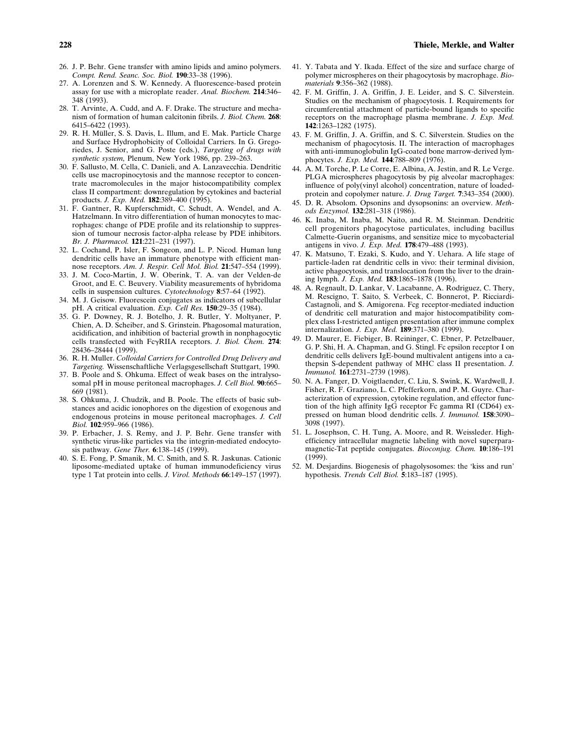26. J. P. Behr. Gene transfer with amino lipids and amino polymers. *Compt. Rend. Seanc. Soc. Biol.* **190**:33–38 (1996).
27. A. Lorenzen and S. W. Kennedy. A fluorescence-based protein assay for use with a microplate reader. *Anal. Biochem.* **214**:346–348 (1993).
28. T. Arvinte, A. Cudd, and A. F. Drake. The structure and mechanism of formation of human calcitonin fibrils. *J. Biol. Chem.* **268**:6415–6422 (1993).
29. R. H. Müller, S. S. Davis, L. Illum, and E. Mak. Particle Charge and Surface Hydrophobicity of Colloidal Carriers. In G. Gregoriedes, J. Senior, and G. Poste (eds.), *Targeting of drugs with synthetic system,* Plenum, New York 1986, pp. 239–263.
30. F. Sallusto, M. Cella, C. Danieli, and A. Lanzavecchia. Dendritic cells use macropinocytosis and the mannose receptor to concentrate macromolecules in the major histocompatibility complex class II compartment: downregulation by cytokines and bacterial products. *J. Exp. Med.* **182**:389–400 (1995).
31. F. Gantner, R. Kupferschmidt, C. Schudt, A. Wendel, and A. Hatzelmann. In vitro differentiation of human monocytes to macrophages: change of PDE profile and its relationship to suppression of tumour necrosis factor-alpha release by PDE inhibitors. *Br. J. Pharmacol.* **121**:221–231 (1997).
32. L. Cochand, P. Isler, F. Songeon, and L. P. Nicod. Human lung dendritic cells have an immature phenotype with efficient mannose receptors. *Am. J. Respir. Cell Mol. Biol.* **21**:547–554 (1999).
33. J. M. Coco-Martin, J. W. Oberink, T. A. van der Velden-de Groot, and E. C. Beuvery. Viability measurements of hybridoma cells in suspension cultures. *Cytotechnology* **8**:57–64 (1992).
34. M. J. Geisow. Fluorescein conjugates as indicators of subcellular pH. A critical evaluation. *Exp. Cell Res.* **150**:29–35 (1984).
35. G. P. Downey, R. J. Botelho, J. R. Butler, Y. Moltyaner, P. Chien, A. D. Scheiber, and S. Grinstein. Phagosomal maturation, acidification, and inhibition of bacterial growth in nonphagocytic cells transfected with FcγRIIA receptors. *J. Biol. Chem.* **274**:28436–28444 (1999).
36. R. H. Muller. *Colloidal Carriers for Controlled Drug Delivery and Targeting.* Wissenschaftliche Verlagsgesellschaft Stuttgart, 1990.
37. B. Poole and S. Ohkuma. Effect of weak bases on the intralysosomal pH in mouse peritoneal macrophages. *J. Cell Biol.* **90**:665–669 (1981).
38. S. Ohkuma, J. Chudzik, and B. Poole. The effects of basic substances and acidic ionophores on the digestion of exogenous and endogenous proteins in mouse peritoneal macrophages. *J. Cell Biol.* **102**:959–966 (1986).
39. P. Erbacher, J. S. Remy, and J. P. Behr. Gene transfer with synthetic virus-like particles via the integrin-mediated endocytosis pathway. *Gene Ther.* **6**:138–145 (1999).
40. S. E. Fong, P. Smanik, M. C. Smith, and S. R. Jaskunas. Cationic liposome-mediated uptake of human immunodeficiency virus type 1 Tat protein into cells. *J. Virol. Methods* **66**:149–157 (1997).
41. Y. Tabata and Y. Ikada. Effect of the size and surface charge of polymer microspheres on their phagocytosis by macrophage. *Biomaterials* **9**:356–362 (1988).
42. F. M. Griffin, J. A. Griffin, J. E. Leider, and S. C. Silverstein. Studies on the mechanism of phagocytosis. I. Requirements for circumferential attachment of particle-bound ligands to specific receptors on the macrophage plasma membrane. *J. Exp. Med.* **142**:1263–1282 (1975).
43. F. M. Griffin, J. A. Griffin, and S. C. Silverstein. Studies on the mechanism of phagocytosis. II. The interaction of macrophages with anti-immunoglobulin IgG-coated bone marrow-derived lymphocytes. *J. Exp. Med.* **144**:788–809 (1976).
44. A. M. Torche, P. Le Corre, E. Albina, A. Jestin, and R. Le Verge. PLGA microspheres phagocytosis by pig alveolar macrophages: influence of poly(vinyl alcohol) concentration, nature of loaded-protein and copolymer nature. *J. Drug Target.* **7**:343–354 (2000).
45. D. R. Absolom. Opsonins and dysopsonins: an overview. *Methods Enzymol.* **132**:281–318 (1986).
46. K. Inaba, M. Inaba, M. Naito, and R. M. Steinman. Dendritic cell progenitors phagocytose particulates, including bacillus Calmette-Guerin organisms, and sensitize mice to mycobacterial antigens in vivo. *J. Exp. Med.* **178**:479–488 (1993).
47. K. Matsuno, T. Ezaki, S. Kudo, and Y. Uehara. A life stage of particle-laden rat dendritic cells in vivo: their terminal division, active phagocytosis, and translocation from the liver to the draining lymph. *J. Exp. Med.* **183**:1865–1878 (1996).
48. A. Regnault, D. Lankar, V. Lacabanne, A. Rodriguez, C. Thery, M. Rescigno, T. Saito, S. Verbeek, C. Bonnerot, P. Ricciardi-Castagnoli, and S. Amigorena. Fcg receptor-mediated induction of dendritic cell maturation and major histocompatibility complex class I-restricted antigen presentation after immune complex internalization. *J. Exp. Med.* **189**:371–380 (1999).
49. D. Maurer, E. Fiebiger, B. Reininger, C. Ebner, P. Petzelbauer, G. P. Shi, H. A. Chapman, and G. Stingl. Fc epsilon receptor I on dendritic cells delivers IgE-bound multivalent antigens into a cathepsin S-dependent pathway of MHC class II presentation. *J. Immunol.* **161**:2731–2739 (1998).
50. N. A. Fanger, D. Voigtlaender, C. Liu, S. Swink, K. Wardwell, J. Fisher, R. F. Graziano, L. C. Pfefferkorn, and P. M. Guyre. Characterization of expression, cytokine regulation, and effector function of the high affinity IgG receptor Fc gamma RI (CD64) expressed on human blood dendritic cells. *J. Immunol.* **158**:3090–3098 (1997).
51. L. Josephson, C. H. Tung, A. Moore, and R. Weissleder. High-efficiency intracellular magnetic labeling with novel superparamagnetic-Tat peptide conjugates. *Bioconjug. Chem.* **10**:186–191 (1999).
52. M. Desjardins. Biogenesis of phagolysosomes: the 'kiss and run' hypothesis. *Trends Cell Biol.* **5**:183–187 (1995).